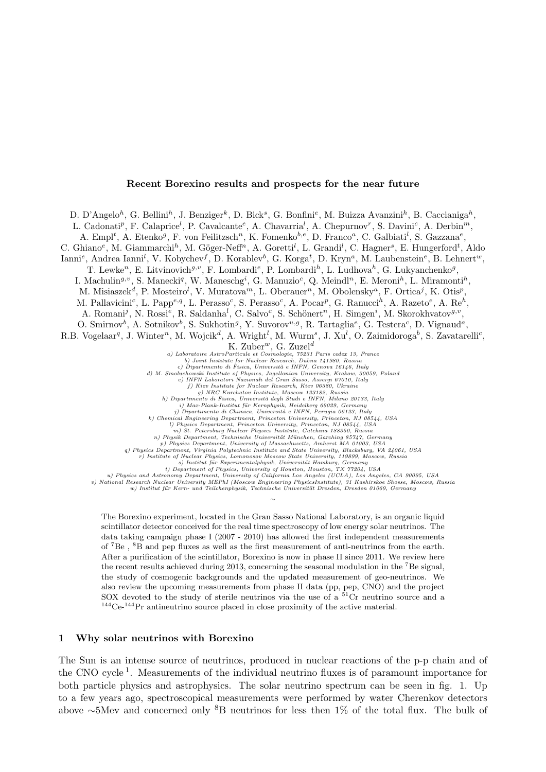**Recent Borexino results and prospects for the near future**

D. D'Angelo[h], G. Bellini[h], J. Benziger[k], D. Bick[s], G. Bonfini[e], M. Buizza Avanzini[h], B. Caccianiga[h], L. Cadonati[p], F. Calaprice[l], P. Cavalcante[e], A. Chavarria[l], A. Chepurnov[r], S. Davini[c], A. Derbin[m], A. Empl[t], A. Etenko[g], F. von Feilitzsch[n], K. Fomenko[b,e], D. Franco[a], C. Galbiati[l], S. Gazzana[e], C. Ghiano[e], M. Giammarchi[h], M. Göger-Neff[n], A. Goretti[l], L. Grandi[l], C. Hagner[s], E. Hungerford[t], Aldo Ianni[e], Andrea Ianni[l], V. Kobychev[f], D. Korablev[b], G. Korga[t], D. Kryn[a], M. Laubenstein[e], B. Lehnert[w], T. Lewke[n], E. Litvinovich[g,v], F. Lombardi[e], P. Lombardi[h], L. Ludhova[h], G. Lukyanchenko[g], I. Machulin[g,v], S. Manecki[q], W. Maneschg[i], G. Manuzio[c], Q. Meindl[n], E. Meroni[h], L. Miramonti[h], M. Misiaszek[d], P. Mosteiro[l], V. Muratova[m], L. Oberauer[n], M. Obolensky[a], F. Ortica[j], K. Otis[p], M. Pallavicini[c], L. Papp[e,q], L. Perasso[c], S. Perasso[c], A. Pocar[p], G. Ranucci[h], A. Razeto[e], A. Re[h], A. Romani[j], N. Rossi[e], R. Saldanha[l], C. Salvo[c], S. Schönert[n], H. Simgen[i], M. Skorokhvatov[g,v], O. Smirnov[b], A. Sotnikov[b], S. Sukhotin[g], Y. Suvorov[u,g], R. Tartaglia[e], G. Testera[c], D. Vignaud[a], R.B. Vogelaar[q], J. Winter[n], M. Wojcik[d], A. Wright[l], M. Wurm[s], J. Xu[l], O. Zaimidoroga[b], S. Zavatarelli[c], K. Zuber[w], G. Zuzel[d]

*a) Laboratoire AstroParticule et Cosmologie, 75231 Paris cedex 13, France*
*b) Joint Institute for Nuclear Research, Dubna 141980, Russia*
*c) Dipartimento di Fisica, Università e INFN, Genova 16146, Italy*
*d) M. Smoluchowski Institute of Physics, Jagellonian University, Krakow, 30059, Poland*
*e) INFN Laboratori Nazionali del Gran Sasso, Assergi 67010, Italy*
*f) Kiev Institute for Nuclear Research, Kiev 06380, Ukraine*
*g) NRC Kurchatov Institute, Moscow 123182, Russia*
*h) Dipartimento di Fisica, Università degli Studi e INFN, Milano 20133, Italy*
*i) Max-Plank-Institut für Kernphysik, Heidelberg 69029, Germany*
*j) Dipartimento di Chimica, Università e INFN, Perugia 06123, Italy*
*k) Chemical Engineering Department, Princeton University, Princeton, NJ 08544, USA*
*l) Physics Department, Princeton University, Princeton, NJ 08544, USA*
*m) St. Petersburg Nuclear Physics Institute, Gatchina 188350, Russia*
*n) Physik Department, Technische Universität München, Garching 85747, Germany*
*p) Physics Department, University of Massachusetts, Amherst MA 01003, USA*
*q) Physics Department, Virginia Polytechnic Institute and State University, Blacksburg, VA 24061, USA*
*r) Institute of Nuclear Physics, Lomonosov Moscow State University, 119899, Moscow, Russia*
*s) Institut für Experimentalphysik, Universität Hamburg, Germany*
*t) Department of Physics, University of Houston, Houston, TX 77204, USA*
*u) Physics and Astronomy Department, University of California Los Angeles (UCLA), Los Angeles, CA 90095, USA*
*v) National Research Nuclear University MEPhI (Moscow Engineering PhysicsInstitute), 31 Kashirskoe Shosse, Moscow, Russia*
*w) Institut für Kern- und Teilchenphysik, Technische Universität Dresden, Dresden 01069, Germany*

~

The Borexino experiment, located in the Gran Sasso National Laboratory, is an organic liquid scintillator detector conceived for the real time spectroscopy of low energy solar neutrinos. The data taking campaign phase I (2007 - 2010) has allowed the first independent measurements of $^{7}$Be , $^{8}$B and pep fluxes as well as the first measurement of anti-neutrinos from the earth. After a purification of the scintillator, Borexino is now in phase II since 2011. We review here the recent results achieved during 2013, concerning the seasonal modulation in the $^{7}$Be signal, the study of cosmogenic backgrounds and the updated measurement of geo-neutrinos. We also review the upcoming measurements from phase II data (pp, pep, CNO) and the project SOX devoted to the study of sterile neutrinos via the use of a $^{51}$Cr neutrino source and a $^{144}$Ce-$^{144}$Pr antineutrino source placed in close proximity of the active material.

## 1 Why solar neutrinos with Borexino

The Sun is an intense source of neutrinos, produced in nuclear reactions of the p-p chain and of the CNO cycle [1]. Measurements of the individual neutrino fluxes is of paramount importance for both particle physics and astrophysics. The solar neutrino spectrum can be seen in fig. 1. Up to a few years ago, spectroscopical measurements were performed by water Cherenkov detectors above ∼5Mev and concerned only $^{8}$B neutrinos for less then 1% of the total flux. The bulk of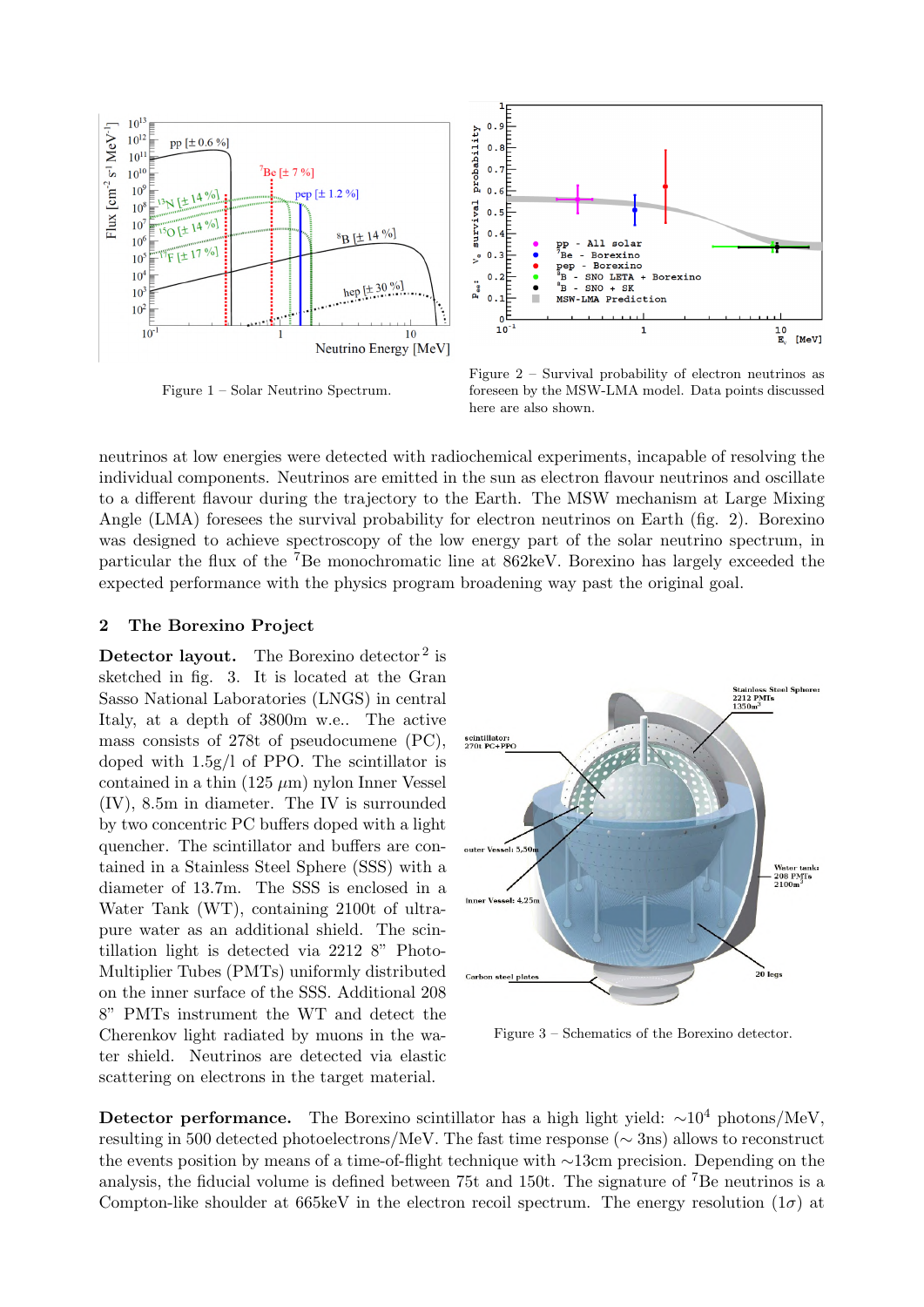Figure 1 – Solar Neutrino Spectrum.

Figure 2 – Survival probability of electron neutrinos as foreseen by the MSW-LMA model. Data points discussed here are also shown.

neutrinos at low energies were detected with radiochemical experiments, incapable of resolving the individual components. Neutrinos are emitted in the sun as electron flavour neutrinos and oscillate to a different flavour during the trajectory to the Earth. The MSW mechanism at Large Mixing Angle (LMA) foresees the survival probability for electron neutrinos on Earth (fig. 2). Borexino was designed to achieve spectroscopy of the low energy part of the solar neutrino spectrum, in particular the flux of the $^7$Be monochromatic line at 862keV. Borexino has largely exceeded the expected performance with the physics program broadening way past the original goal.

## 2 The Borexino Project

**Detector layout.** The Borexino detector [2] is sketched in fig. 3. It is located at the Gran Sasso National Laboratories (LNGS) in central Italy, at a depth of 3800m w.e.. The active mass consists of 278t of pseudocumene (PC), doped with 1.5g/l of PPO. The scintillator is contained in a thin (125 $\mu$m) nylon Inner Vessel (IV), 8.5m in diameter. The IV is surrounded by two concentric PC buffers doped with a light quencher. The scintillator and buffers are contained in a Stainless Steel Sphere (SSS) with a diameter of 13.7m. The SSS is enclosed in a Water Tank (WT), containing 2100t of ultra-pure water as an additional shield. The scintillation light is detected via 2212 8" Photo-Multiplier Tubes (PMTs) uniformly distributed on the inner surface of the SSS. Additional 208 8" PMTs instrument the WT and detect the Cherenkov light radiated by muons in the water shield. Neutrinos are detected via elastic scattering on electrons in the target material.

Figure 3 – Schematics of the Borexino detector.

**Detector performance.** The Borexino scintillator has a high light yield: $\sim 10^4$ photons/MeV, resulting in 500 detected photoelectrons/MeV. The fast time response ($\sim$ 3ns) allows to reconstruct the events position by means of a time-of-flight technique with $\sim$13cm precision. Depending on the analysis, the fiducial volume is defined between 75t and 150t. The signature of $^7$Be neutrinos is a Compton-like shoulder at 665keV in the electron recoil spectrum. The energy resolution ($1\sigma$) at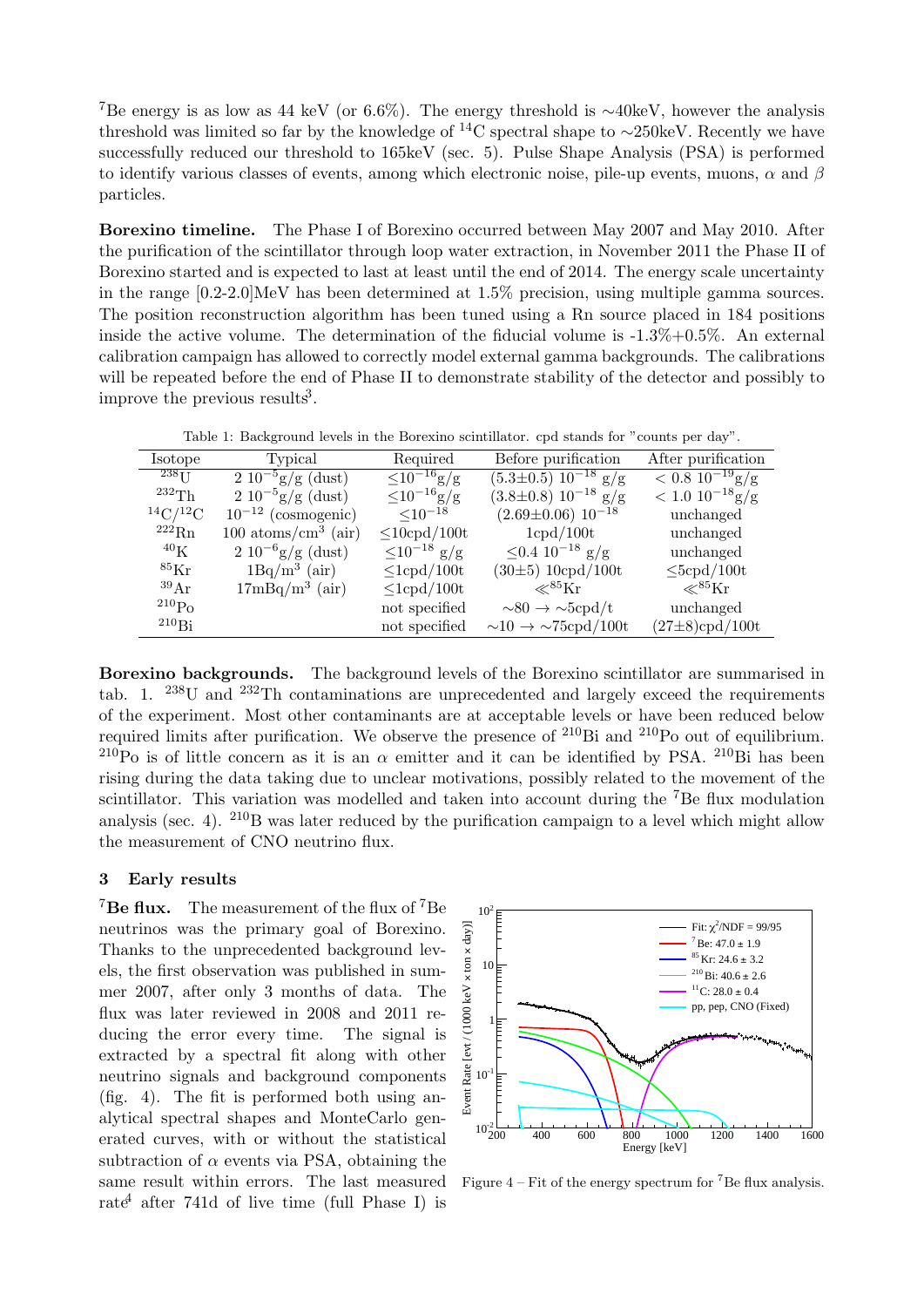$^{7}$Be energy is as low as 44 keV (or 6.6%). The energy threshold is ∼40keV, however the analysis threshold was limited so far by the knowledge of $^{14}$C spectral shape to ∼250keV. Recently we have successfully reduced our threshold to 165keV (sec. 5). Pulse Shape Analysis (PSA) is performed to identify various classes of events, among which electronic noise, pile-up events, muons, $\alpha$ and $\beta$ particles.

**Borexino timeline.** The Phase I of Borexino occurred between May 2007 and May 2010. After the purification of the scintillator through loop water extraction, in November 2011 the Phase II of Borexino started and is expected to last at least until the end of 2014. The energy scale uncertainty in the range [0.2-2.0]MeV has been determined at 1.5% precision, using multiple gamma sources. The position reconstruction algorithm has been tuned using a Rn source placed in 184 positions inside the active volume. The determination of the fiducial volume is -1.3%+0.5%. An external calibration campaign has allowed to correctly model external gamma backgrounds. The calibrations will be repeated before the end of Phase II to demonstrate stability of the detector and possibly to improve the previous results[3].

Table 1: Background levels in the Borexino scintillator. cpd stands for "counts per day".

| Isotope | Typical | Required | Before purification | After purification |
|---|---|---|---|---|
| $^{238}$U | $2\ 10^{-5}$g/g (dust) | $\leq 10^{-16}$g/g | $(5.3\pm0.5)\ 10^{-18}$ g/g | $< 0.8\ 10^{-19}$g/g |
| $^{232}$Th | $2\ 10^{-5}$g/g (dust) | $\leq 10^{-16}$g/g | $(3.8\pm0.8)\ 10^{-18}$ g/g | $< 1.0\ 10^{-18}$g/g |
| $^{14}$C/$^{12}$C | $10^{-12}$ (cosmogenic) | $\leq 10^{-18}$ | $(2.69\pm0.06)\ 10^{-18}$ | unchanged |
| $^{222}$Rn | 100 atoms/cm$^3$ (air) | ≤10cpd/100t | 1cpd/100t | unchanged |
| $^{40}$K | $2\ 10^{-6}$g/g (dust) | $\leq 10^{-18}$ g/g | $\leq 0.4\ 10^{-18}$ g/g | unchanged |
| $^{85}$Kr | 1Bq/m$^3$ (air) | ≤1cpd/100t | (30±5) 10cpd/100t | ≤5cpd/100t |
| $^{39}$Ar | 17mBq/m$^3$ (air) | ≤1cpd/100t | ≪$^{85}$Kr | ≪$^{85}$Kr |
| $^{210}$Po | | not specified | ∼80 → ∼5cpd/t | unchanged |
| $^{210}$Bi | | not specified | ∼10 → ∼75cpd/100t | (27±8)cpd/100t |

**Borexino backgrounds.** The background levels of the Borexino scintillator are summarised in tab. 1. $^{238}$U and $^{232}$Th contaminations are unprecedented and largely exceed the requirements of the experiment. Most other contaminants are at acceptable levels or have been reduced below required limits after purification. We observe the presence of $^{210}$Bi and $^{210}$Po out of equilibrium. $^{210}$Po is of little concern as it is an $\alpha$ emitter and it can be identified by PSA. $^{210}$Bi has been rising during the data taking due to unclear motivations, possibly related to the movement of the scintillator. This variation was modelled and taken into account during the $^{7}$Be flux modulation analysis (sec. 4). $^{210}$B was later reduced by the purification campaign to a level which might allow the measurement of CNO neutrino flux.

## 3 Early results

**$^{7}$Be flux.** The measurement of the flux of $^{7}$Be neutrinos was the primary goal of Borexino. Thanks to the unprecedented background levels, the first observation was published in summer 2007, after only 3 months of data. The flux was later reviewed in 2008 and 2011 reducing the error every time. The signal is extracted by a spectral fit along with other neutrino signals and background components (fig. 4). The fit is performed both using analytical spectral shapes and MonteCarlo generated curves, with or without the statistical subtraction of $\alpha$ events via PSA, obtaining the same result within errors. The last measured rate[4] after 741d of live time (full Phase I) is

Figure 4 – Fit of the energy spectrum for $^{7}$Be flux analysis.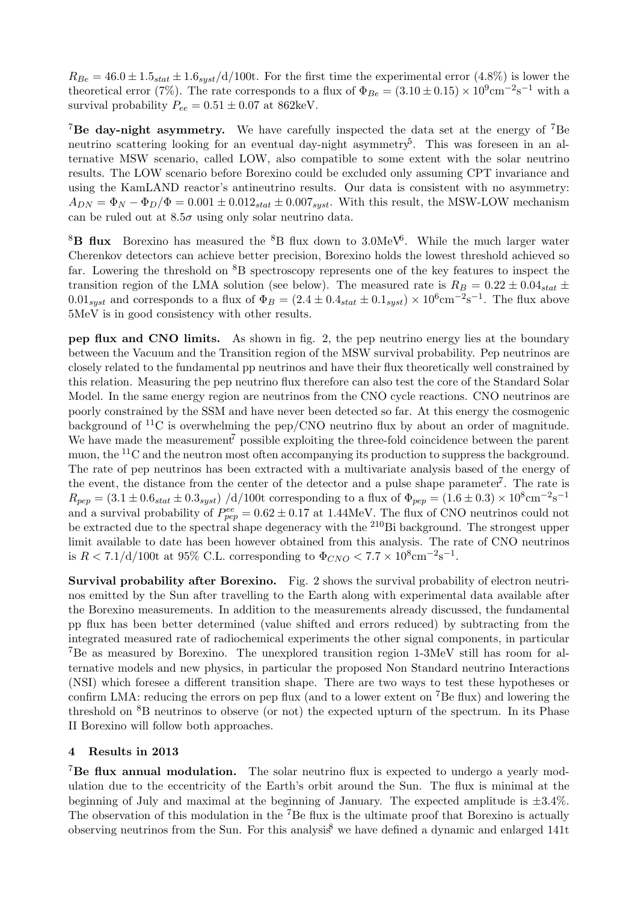$R_{Be} = 46.0 \pm 1.5_{stat} \pm 1.6_{syst}$/d/100t. For the first time the experimental error (4.8%) is lower the theoretical error (7%). The rate corresponds to a flux of $\Phi_{Be} = (3.10 \pm 0.15) \times 10^9 \text{cm}^{-2}\text{s}^{-1}$ with a survival probability $P_{ee} = 0.51 \pm 0.07$ at 862keV.

**$^7$Be day-night asymmetry.** We have carefully inspected the data set at the energy of $^7$Be neutrino scattering looking for an eventual day-night asymmetry[5]. This was foreseen in an alternative MSW scenario, called LOW, also compatible to some extent with the solar neutrino results. The LOW scenario before Borexino could be excluded only assuming CPT invariance and using the KamLAND reactor's antineutrino results. Our data is consistent with no asymmetry: $A_{DN} = \Phi_N - \Phi_D/\Phi = 0.001 \pm 0.012_{stat} \pm 0.007_{syst}$. With this result, the MSW-LOW mechanism can be ruled out at $8.5\sigma$ using only solar neutrino data.

**$^8$B flux** Borexino has measured the $^8$B flux down to 3.0MeV[6]. While the much larger water Cherenkov detectors can achieve better precision, Borexino holds the lowest threshold achieved so far. Lowering the threshold on $^8$B spectroscopy represents one of the key features to inspect the transition region of the LMA solution (see below). The measured rate is $R_B = 0.22 \pm 0.04_{stat} \pm 0.01_{syst}$ and corresponds to a flux of $\Phi_B = (2.4 \pm 0.4_{stat} \pm 0.1_{syst}) \times 10^6 \text{cm}^{-2}\text{s}^{-1}$. The flux above 5MeV is in good consistency with other results.

**pep flux and CNO limits.** As shown in fig. 2, the pep neutrino energy lies at the boundary between the Vacuum and the Transition region of the MSW survival probability. Pep neutrinos are closely related to the fundamental pp neutrinos and have their flux theoretically well constrained by this relation. Measuring the pep neutrino flux therefore can also test the core of the Standard Solar Model. In the same energy region are neutrinos from the CNO cycle reactions. CNO neutrinos are poorly constrained by the SSM and have never been detected so far. At this energy the cosmogenic background of $^{11}$C is overwhelming the pep/CNO neutrino flux by about an order of magnitude. We have made the measurement[7] possible exploiting the three-fold coincidence between the parent muon, the $^{11}$C and the neutron most often accompanying its production to suppress the background. The rate of pep neutrinos has been extracted with a multivariate analysis based of the energy of the event, the distance from the center of the detector and a pulse shape parameter[7]. The rate is $R_{pep} = (3.1 \pm 0.6_{stat} \pm 0.3_{syst})$ /d/100t corresponding to a flux of $\Phi_{pep} = (1.6 \pm 0.3) \times 10^8 \text{cm}^{-2}\text{s}^{-1}$ and a survival probability of $P^{ee}_{pep} = 0.62 \pm 0.17$ at 1.44MeV. The flux of CNO neutrinos could not be extracted due to the spectral shape degeneracy with the $^{210}$Bi background. The strongest upper limit available to date has been however obtained from this analysis. The rate of CNO neutrinos is $R < 7.1$/d/100t at 95% C.L. corresponding to $\Phi_{CNO} < 7.7 \times 10^8 \text{cm}^{-2}\text{s}^{-1}$.

**Survival probability after Borexino.** Fig. 2 shows the survival probability of electron neutrinos emitted by the Sun after travelling to the Earth along with experimental data available after the Borexino measurements. In addition to the measurements already discussed, the fundamental pp flux has been better determined (value shifted and errors reduced) by subtracting from the integrated measured rate of radiochemical experiments the other signal components, in particular $^7$Be as measured by Borexino. The unexplored transition region 1-3MeV still has room for alternative models and new physics, in particular the proposed Non Standard neutrino Interactions (NSI) which foresee a different transition shape. There are two ways to test these hypotheses or confirm LMA: reducing the errors on pep flux (and to a lower extent on $^7$Be flux) and lowering the threshold on $^8$B neutrinos to observe (or not) the expected upturn of the spectrum. In its Phase II Borexino will follow both approaches.

## 4 Results in 2013

**$^7$Be flux annual modulation.** The solar neutrino flux is expected to undergo a yearly modulation due to the eccentricity of the Earth's orbit around the Sun. The flux is minimal at the beginning of July and maximal at the beginning of January. The expected amplitude is $\pm 3.4\%$. The observation of this modulation in the $^7$Be flux is the ultimate proof that Borexino is actually observing neutrinos from the Sun. For this analysis[8] we have defined a dynamic and enlarged 141t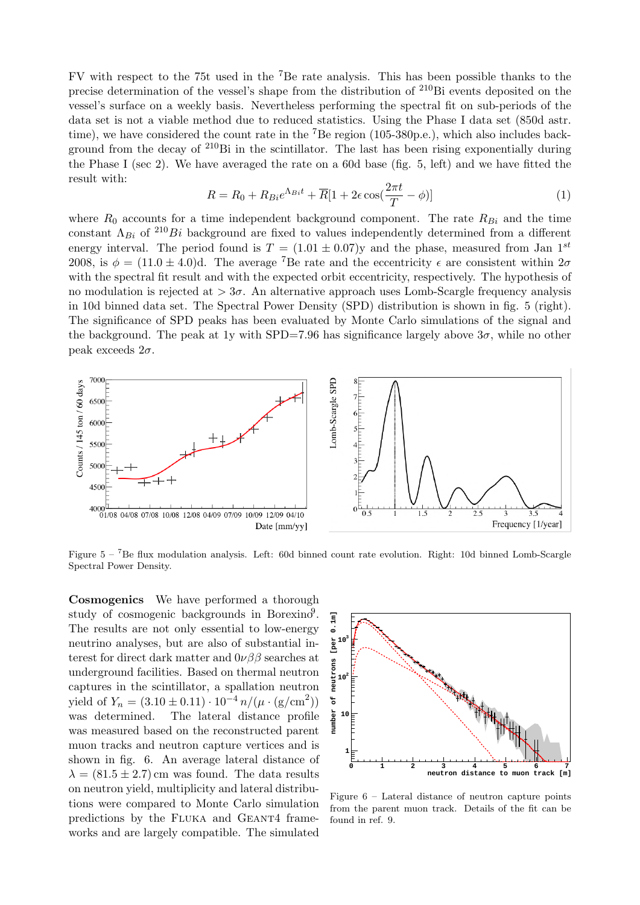FV with respect to the 75t used in the $^7$Be rate analysis. This has been possible thanks to the precise determination of the vessel's shape from the distribution of $^{210}$Bi events deposited on the vessel's surface on a weekly basis. Nevertheless performing the spectral fit on sub-periods of the data set is not a viable method due to reduced statistics. Using the Phase I data set (850d astr. time), we have considered the count rate in the $^7$Be region (105-380p.e.), which also includes background from the decay of $^{210}$Bi in the scintillator. The last has been rising exponentially during the Phase I (sec 2). We have averaged the rate on a 60d base (fig. 5, left) and we have fitted the result with:

$$R = R_0 + R_{Bi}e^{\Lambda_{Bi}t} + \overline{R}[1 + 2\epsilon\cos(\frac{2\pi t}{T} - \phi)] \tag{1}$$

where $R_0$ accounts for a time independent background component. The rate $R_{Bi}$ and the time constant $\Lambda_{Bi}$ of $^{210}Bi$ background are fixed to values independently determined from a different energy interval. The period found is $T = (1.01 \pm 0.07)$y and the phase, measured from Jan 1$^{st}$ 2008, is $\phi = (11.0 \pm 4.0)$d. The average $^7$Be rate and the eccentricity $\epsilon$ are consistent within $2\sigma$ with the spectral fit result and with the expected orbit eccentricity, respectively. The hypothesis of no modulation is rejected at $> 3\sigma$. An alternative approach uses Lomb-Scargle frequency analysis in 10d binned data set. The Spectral Power Density (SPD) distribution is shown in fig. 5 (right). The significance of SPD peaks has been evaluated by Monte Carlo simulations of the signal and the background. The peak at 1y with SPD=7.96 has significance largely above $3\sigma$, while no other peak exceeds $2\sigma$.

Figure 5 – $^7$Be flux modulation analysis. Left: 60d binned count rate evolution. Right: 10d binned Lomb-Scargle Spectral Power Density.

**Cosmogenics** We have performed a thorough study of cosmogenic backgrounds in Borexino[9]. The results are not only essential to low-energy neutrino analyses, but are also of substantial interest for direct dark matter and $0\nu\beta\beta$ searches at underground facilities. Based on thermal neutron captures in the scintillator, a spallation neutron yield of $Y_n = (3.10 \pm 0.11) \cdot 10^{-4}\, n/(\mu \cdot (\mathrm{g/cm^2}))$ was determined. The lateral distance profile was measured based on the reconstructed parent muon tracks and neutron capture vertices and is shown in fig. 6. An average lateral distance of $\lambda = (81.5 \pm 2.7)$ cm was found. The data results on neutron yield, multiplicity and lateral distributions were compared to Monte Carlo simulation predictions by the FLUKA and GEANT4 frameworks and are largely compatible. The simulated

Figure 6 – Lateral distance of neutron capture points from the parent muon track. Details of the fit can be found in ref. 9.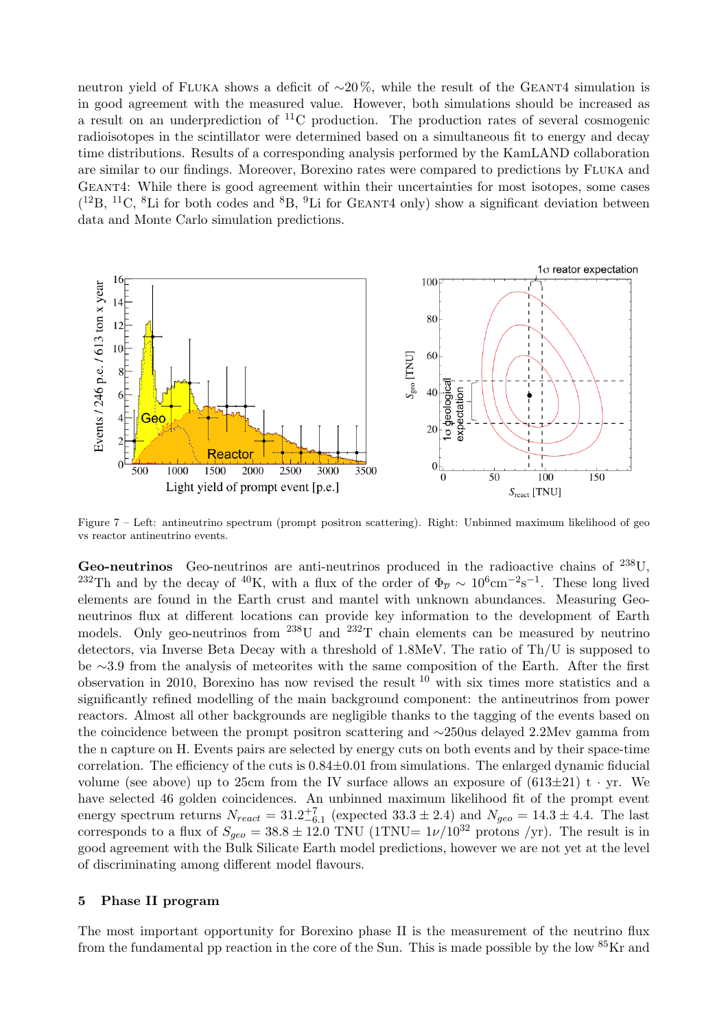neutron yield of FLUKA shows a deficit of ~20 %, while the result of the GEANT4 simulation is in good agreement with the measured value. However, both simulations should be increased as a result on an underprediction of $^{11}$C production. The production rates of several cosmogenic radioisotopes in the scintillator were determined based on a simultaneous fit to energy and decay time distributions. Results of a corresponding analysis performed by the KamLAND collaboration are similar to our findings. Moreover, Borexino rates were compared to predictions by FLUKA and GEANT4: While there is good agreement within their uncertainties for most isotopes, some cases ($^{12}$B, $^{11}$C, $^{8}$Li for both codes and $^{8}$B, $^{9}$Li for GEANT4 only) show a significant deviation between data and Monte Carlo simulation predictions.

Figure 7 – Left: antineutrino spectrum (prompt positron scattering). Right: Unbinned maximum likelihood of geo vs reactor antineutrino events.

**Geo-neutrinos** Geo-neutrinos are anti-neutrinos produced in the radioactive chains of $^{238}$U, $^{232}$Th and by the decay of $^{40}$K, with a flux of the order of $\Phi_{\overline{\nu}} \sim 10^{6}\mathrm{cm}^{-2}\mathrm{s}^{-1}$. These long lived elements are found in the Earth crust and mantel with unknown abundances. Measuring Geo-neutrinos flux at different locations can provide key information to the development of Earth models. Only geo-neutrinos from $^{238}$U and $^{232}$T chain elements can be measured by neutrino detectors, via Inverse Beta Decay with a threshold of 1.8MeV. The ratio of Th/U is supposed to be ~3.9 from the analysis of meteorites with the same composition of the Earth. After the first observation in 2010, Borexino has now revised the result [10] with six times more statistics and a significantly refined modelling of the main background component: the antineutrinos from power reactors. Almost all other backgrounds are negligible thanks to the tagging of the events based on the coincidence between the prompt positron scattering and ~250us delayed 2.2Mev gamma from the n capture on H. Events pairs are selected by energy cuts on both events and by their space-time correlation. The efficiency of the cuts is 0.84±0.01 from simulations. The enlarged dynamic fiducial volume (see above) up to 25cm from the IV surface allows an exposure of (613±21) t · yr. We have selected 46 golden coincidences. An unbinned maximum likelihood fit of the prompt event energy spectrum returns $N_{react} = 31.2^{+7}_{-6.1}$ (expected $33.3 \pm 2.4$) and $N_{geo} = 14.3 \pm 4.4$. The last corresponds to a flux of $S_{geo} = 38.8 \pm 12.0$ TNU (1TNU= $1\nu/10^{32}$ protons /yr). The result is in good agreement with the Bulk Silicate Earth model predictions, however we are not yet at the level of discriminating among different model flavours.

## 5 Phase II program

The most important opportunity for Borexino phase II is the measurement of the neutrino flux from the fundamental pp reaction in the core of the Sun. This is made possible by the low $^{85}$Kr and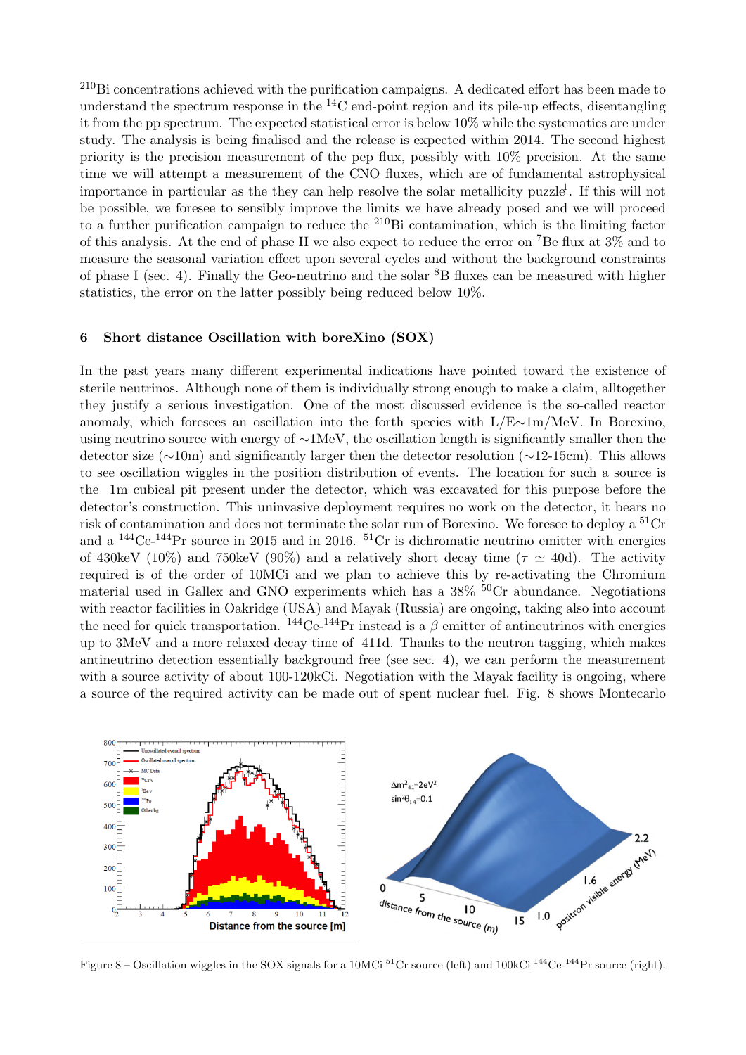$^{210}$Bi concentrations achieved with the purification campaigns. A dedicated effort has been made to understand the spectrum response in the $^{14}$C end-point region and its pile-up effects, disentangling it from the pp spectrum. The expected statistical error is below 10% while the systematics are under study. The analysis is being finalised and the release is expected within 2014. The second highest priority is the precision measurement of the pep flux, possibly with 10% precision. At the same time we will attempt a measurement of the CNO fluxes, which are of fundamental astrophysical importance in particular as the they can help resolve the solar metallicity puzzle[1]. If this will not be possible, we foresee to sensibly improve the limits we have already posed and we will proceed to a further purification campaign to reduce the $^{210}$Bi contamination, which is the limiting factor of this analysis. At the end of phase II we also expect to reduce the error on $^{7}$Be flux at 3% and to measure the seasonal variation effect upon several cycles and without the background constraints of phase I (sec. 4). Finally the Geo-neutrino and the solar $^{8}$B fluxes can be measured with higher statistics, the error on the latter possibly being reduced below 10%.

## 6 Short distance Oscillation with boreXino (SOX)

In the past years many different experimental indications have pointed toward the existence of sterile neutrinos. Although none of them is individually strong enough to make a claim, alltogether they justify a serious investigation. One of the most discussed evidence is the so-called reactor anomaly, which foresees an oscillation into the forth species with L/E∼1m/MeV. In Borexino, using neutrino source with energy of ∼1MeV, the oscillation length is significantly smaller then the detector size (∼10m) and significantly larger then the detector resolution (∼12-15cm). This allows to see oscillation wiggles in the position distribution of events. The location for such a source is the 1m cubical pit present under the detector, which was excavated for this purpose before the detector's construction. This uninvasive deployment requires no work on the detector, it bears no risk of contamination and does not terminate the solar run of Borexino. We foresee to deploy a $^{51}$Cr and a $^{144}$Ce-$^{144}$Pr source in 2015 and in 2016. $^{51}$Cr is dichromatic neutrino emitter with energies of 430keV (10%) and 750keV (90%) and a relatively short decay time ($\tau \simeq$ 40d). The activity required is of the order of 10MCi and we plan to achieve this by re-activating the Chromium material used in Gallex and GNO experiments which has a 38% $^{50}$Cr abundance. Negotiations with reactor facilities in Oakridge (USA) and Mayak (Russia) are ongoing, taking also into account the need for quick transportation. $^{144}$Ce-$^{144}$Pr instead is a $\beta$ emitter of antineutrinos with energies up to 3MeV and a more relaxed decay time of 411d. Thanks to the neutron tagging, which makes antineutrino detection essentially background free (see sec. 4), we can perform the measurement with a source activity of about 100-120kCi. Negotiation with the Mayak facility is ongoing, where a source of the required activity can be made out of spent nuclear fuel. Fig. 8 shows Montecarlo

Figure 8 – Oscillation wiggles in the SOX signals for a 10MCi $^{51}$Cr source (left) and 100kCi $^{144}$Ce-$^{144}$Pr source (right).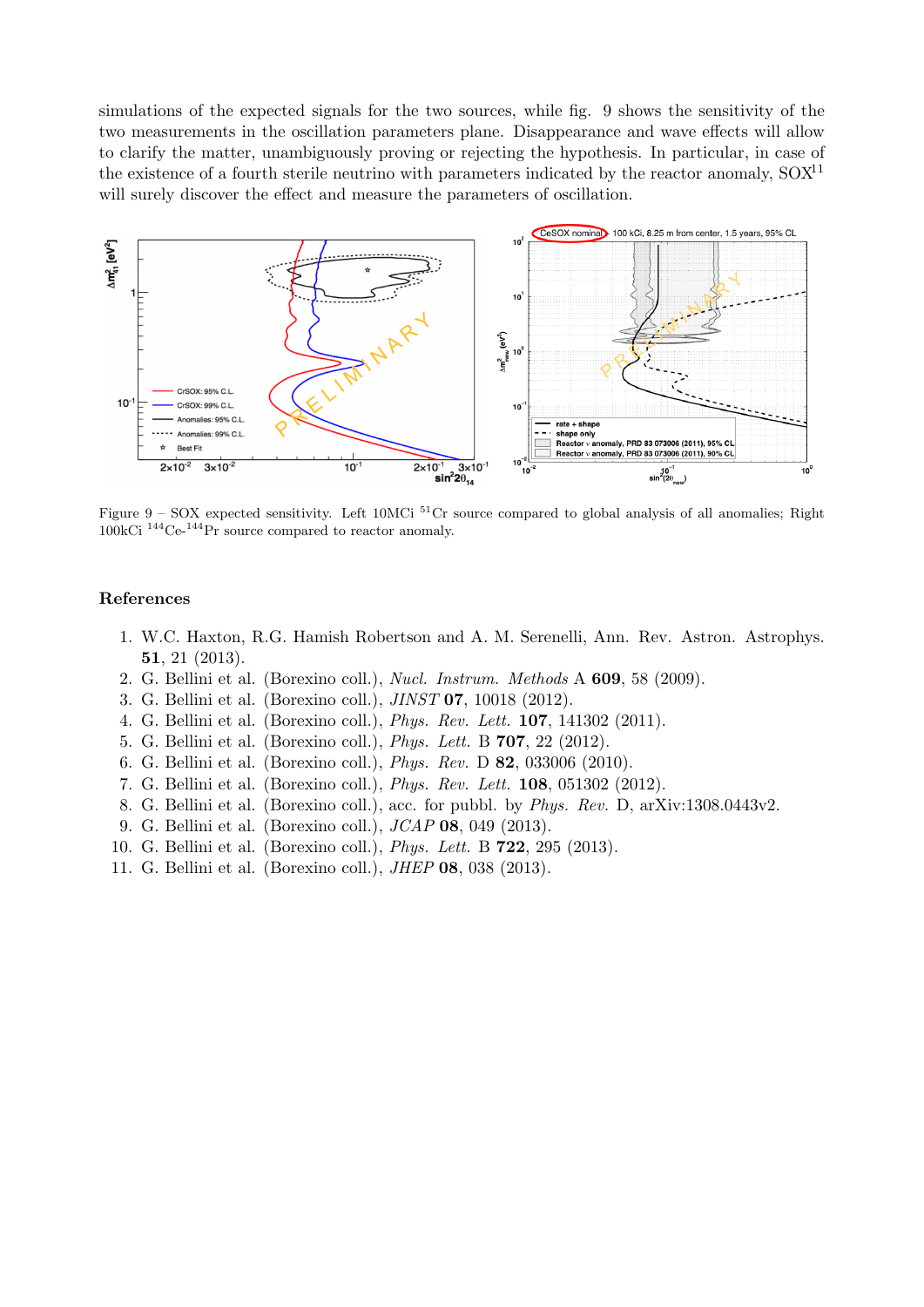simulations of the expected signals for the two sources, while fig. 9 shows the sensitivity of the two measurements in the oscillation parameters plane. Disappearance and wave effects will allow to clarify the matter, unambiguously proving or rejecting the hypothesis. In particular, in case of the existence of a fourth sterile neutrino with parameters indicated by the reactor anomaly, SOX[11] will surely discover the effect and measure the parameters of oscillation.

$\Delta m^2_{41}$ [eV$^2$]

1

$10^{-1}$

CrSOX: 95% C.L.

CrSOX: 99% C.L.

Anomalies: 95% C.L.

Anomalies: 99% C.L.

Best Fit

PRELIMINARY

$2\times10^{-2}$ $3\times10^{-2}$ $10^{-1}$ $2\times10^{-1}$ $3\times10^{-1}$

$\sin^2 2\theta_{14}$

CeSOX nominal - 100 kCi, 8.25 m from center, 1.5 years, 95% CL

$\Delta m^2_{new}$ (eV$^2$)

$10^2$

$10^1$

$10^0$

$10^{-1}$

$10^{-2}$

rate + shape

shape only

Reactor ν anomaly, PRD 83 073006 (2011), 95% CL

Reactor ν anomaly, PRD 83 073006 (2011), 90% CL

PRELIMINARY

$10^{-2}$ $10^{-1}$ $10^0$

$\sin^2(2\theta_{new})$

Figure 9 – SOX expected sensitivity. Left 10MCi $^{51}$Cr source compared to global analysis of all anomalies; Right 100kCi $^{144}$Ce-$^{144}$Pr source compared to reactor anomaly.

## References

1. W.C. Haxton, R.G. Hamish Robertson and A. M. Serenelli, Ann. Rev. Astron. Astrophys. **51**, 21 (2013).
2. G. Bellini et al. (Borexino coll.), *Nucl. Instrum. Methods* A **609**, 58 (2009).
3. G. Bellini et al. (Borexino coll.), *JINST* **07**, 10018 (2012).
4. G. Bellini et al. (Borexino coll.), *Phys. Rev. Lett.* **107**, 141302 (2011).
5. G. Bellini et al. (Borexino coll.), *Phys. Lett.* B **707**, 22 (2012).
6. G. Bellini et al. (Borexino coll.), *Phys. Rev.* D **82**, 033006 (2010).
7. G. Bellini et al. (Borexino coll.), *Phys. Rev. Lett.* **108**, 051302 (2012).
8. G. Bellini et al. (Borexino coll.), acc. for pubbl. by *Phys. Rev.* D, arXiv:1308.0443v2.
9. G. Bellini et al. (Borexino coll.), *JCAP* **08**, 049 (2013).
10. G. Bellini et al. (Borexino coll.), *Phys. Lett.* B **722**, 295 (2013).
11. G. Bellini et al. (Borexino coll.), *JHEP* **08**, 038 (2013).